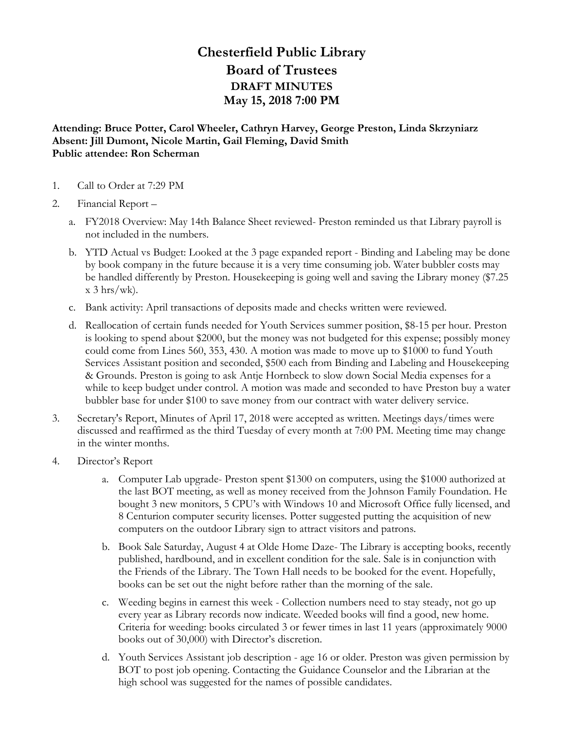# Chesterfield Public Library
## Board of Trustees
### DRAFT MINUTES
### May 15, 2018 7:00 PM

**Attending: Bruce Potter, Carol Wheeler, Cathryn Harvey, George Preston, Linda Skrzyniarz**
**Absent: Jill Dumont, Nicole Martin, Gail Fleming, David Smith**
**Public attendee: Ron Scherman**

1. Call to Order at 7:29 PM
2. Financial Report –
   a. FY2018 Overview: May 14th Balance Sheet reviewed- Preston reminded us that Library payroll is not included in the numbers.
   b. YTD Actual vs Budget: Looked at the 3 page expanded report - Binding and Labeling may be done by book company in the future because it is a very time consuming job. Water bubbler costs may be handled differently by Preston. Housekeeping is going well and saving the Library money ($7.25 x 3 hrs/wk).
   c. Bank activity: April transactions of deposits made and checks written were reviewed.
   d. Reallocation of certain funds needed for Youth Services summer position, $8-15 per hour. Preston is looking to spend about $2000, but the money was not budgeted for this expense; possibly money could come from Lines 560, 353, 430. A motion was made to move up to $1000 to fund Youth Services Assistant position and seconded, $500 each from Binding and Labeling and Housekeeping & Grounds. Preston is going to ask Antje Hornbeck to slow down Social Media expenses for a while to keep budget under control. A motion was made and seconded to have Preston buy a water bubbler base for under $100 to save money from our contract with water delivery service.
3. Secretary's Report, Minutes of April 17, 2018 were accepted as written. Meetings days/times were discussed and reaffirmed as the third Tuesday of every month at 7:00 PM. Meeting time may change in the winter months.
4. Director's Report
   a. Computer Lab upgrade- Preston spent $1300 on computers, using the $1000 authorized at the last BOT meeting, as well as money received from the Johnson Family Foundation. He bought 3 new monitors, 5 CPU's with Windows 10 and Microsoft Office fully licensed, and 8 Centurion computer security licenses. Potter suggested putting the acquisition of new computers on the outdoor Library sign to attract visitors and patrons.
   b. Book Sale Saturday, August 4 at Olde Home Daze- The Library is accepting books, recently published, hardbound, and in excellent condition for the sale. Sale is in conjunction with the Friends of the Library. The Town Hall needs to be booked for the event. Hopefully, books can be set out the night before rather than the morning of the sale.
   c. Weeding begins in earnest this week - Collection numbers need to stay steady, not go up every year as Library records now indicate. Weeded books will find a good, new home. Criteria for weeding: books circulated 3 or fewer times in last 11 years (approximately 9000 books out of 30,000) with Director's discretion.
   d. Youth Services Assistant job description - age 16 or older. Preston was given permission by BOT to post job opening. Contacting the Guidance Counselor and the Librarian at the high school was suggested for the names of possible candidates.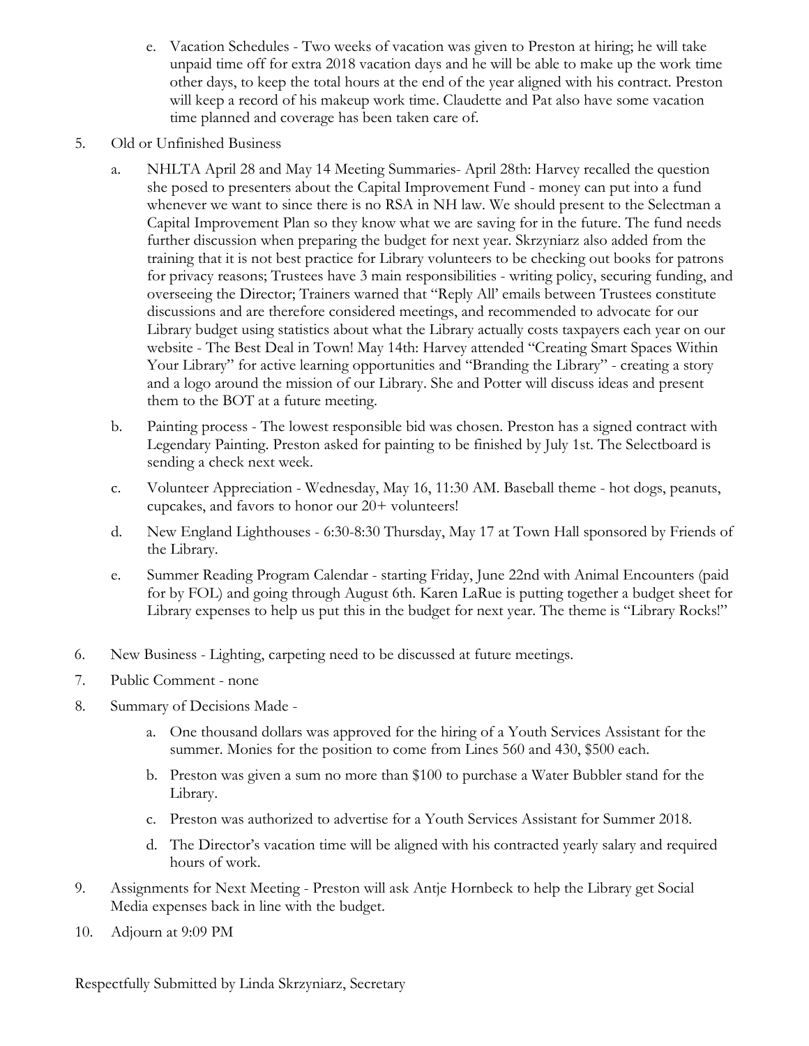e. Vacation Schedules - Two weeks of vacation was given to Preston at hiring; he will take unpaid time off for extra 2018 vacation days and he will be able to make up the work time other days, to keep the total hours at the end of the year aligned with his contract. Preston will keep a record of his makeup work time. Claudette and Pat also have some vacation time planned and coverage has been taken care of.

5. Old or Unfinished Business

   a. NHLTA April 28 and May 14 Meeting Summaries- April 28th: Harvey recalled the question she posed to presenters about the Capital Improvement Fund - money can put into a fund whenever we want to since there is no RSA in NH law. We should present to the Selectman a Capital Improvement Plan so they know what we are saving for in the future. The fund needs further discussion when preparing the budget for next year. Skrzyniarz also added from the training that it is not best practice for Library volunteers to be checking out books for patrons for privacy reasons; Trustees have 3 main responsibilities - writing policy, securing funding, and overseeing the Director; Trainers warned that "Reply All' emails between Trustees constitute discussions and are therefore considered meetings, and recommended to advocate for our Library budget using statistics about what the Library actually costs taxpayers each year on our website - The Best Deal in Town! May 14th: Harvey attended "Creating Smart Spaces Within Your Library" for active learning opportunities and "Branding the Library" - creating a story and a logo around the mission of our Library. She and Potter will discuss ideas and present them to the BOT at a future meeting.

   b. Painting process - The lowest responsible bid was chosen. Preston has a signed contract with Legendary Painting. Preston asked for painting to be finished by July 1st. The Selectboard is sending a check next week.

   c. Volunteer Appreciation - Wednesday, May 16, 11:30 AM. Baseball theme - hot dogs, peanuts, cupcakes, and favors to honor our 20+ volunteers!

   d. New England Lighthouses - 6:30-8:30 Thursday, May 17 at Town Hall sponsored by Friends of the Library.

   e. Summer Reading Program Calendar - starting Friday, June 22nd with Animal Encounters (paid for by FOL) and going through August 6th. Karen LaRue is putting together a budget sheet for Library expenses to help us put this in the budget for next year. The theme is "Library Rocks!"

6. New Business - Lighting, carpeting need to be discussed at future meetings.

7. Public Comment - none

8. Summary of Decisions Made -

   a. One thousand dollars was approved for the hiring of a Youth Services Assistant for the summer. Monies for the position to come from Lines 560 and 430, $500 each.

   b. Preston was given a sum no more than $100 to purchase a Water Bubbler stand for the Library.

   c. Preston was authorized to advertise for a Youth Services Assistant for Summer 2018.

   d. The Director's vacation time will be aligned with his contracted yearly salary and required hours of work.

9. Assignments for Next Meeting - Preston will ask Antje Hornbeck to help the Library get Social Media expenses back in line with the budget.

10. Adjourn at 9:09 PM

Respectfully Submitted by Linda Skrzyniarz, Secretary